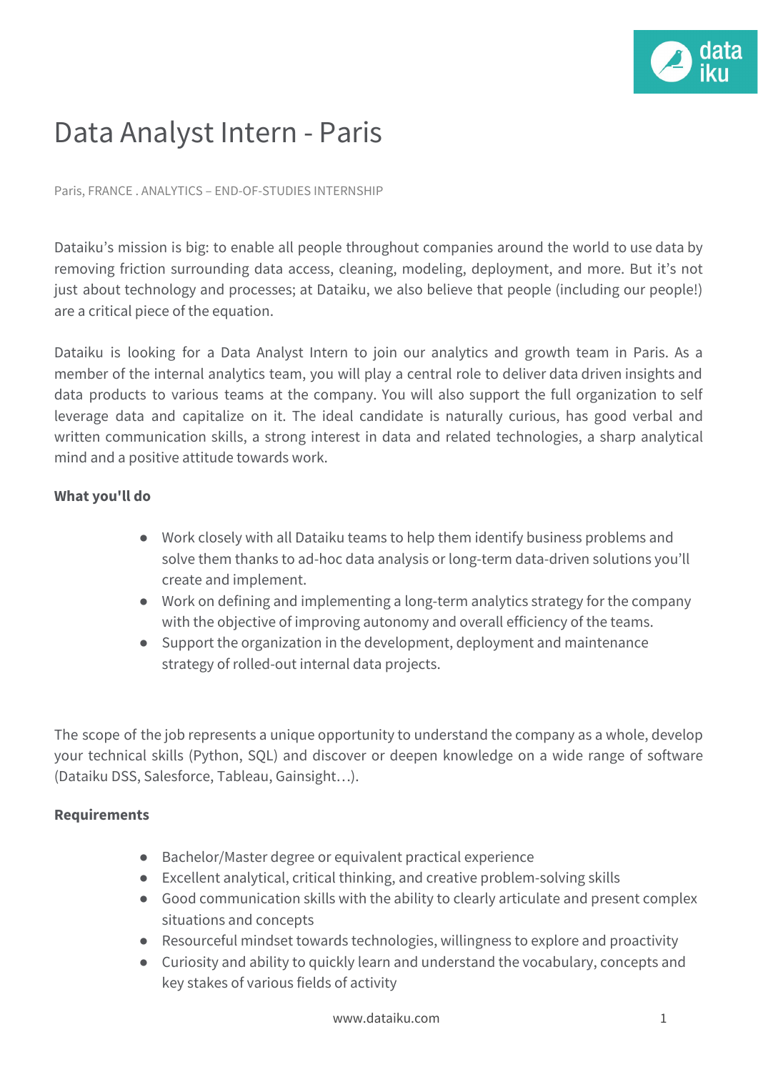# Data Analyst Intern - Paris

Paris, FRANCE . ANALYTICS – END-OF-STUDIES INTERNSHIP

Dataiku's mission is big: to enable all people throughout companies around the world to use data by removing friction surrounding data access, cleaning, modeling, deployment, and more. But it's not just about technology and processes; at Dataiku, we also believe that people (including our people!) are a critical piece of the equation.

Dataiku is looking for a Data Analyst Intern to join our analytics and growth team in Paris. As a member of the internal analytics team, you will play a central role to deliver data driven insights and data products to various teams at the company. You will also support the full organization to self leverage data and capitalize on it. The ideal candidate is naturally curious, has good verbal and written communication skills, a strong interest in data and related technologies, a sharp analytical mind and a positive attitude towards work.

**What you'll do**

- Work closely with all Dataiku teams to help them identify business problems and solve them thanks to ad-hoc data analysis or long-term data-driven solutions you'll create and implement.
- Work on defining and implementing a long-term analytics strategy for the company with the objective of improving autonomy and overall efficiency of the teams.
- Support the organization in the development, deployment and maintenance strategy of rolled-out internal data projects.

The scope of the job represents a unique opportunity to understand the company as a whole, develop your technical skills (Python, SQL) and discover or deepen knowledge on a wide range of software (Dataiku DSS, Salesforce, Tableau, Gainsight…).

**Requirements**

- Bachelor/Master degree or equivalent practical experience
- Excellent analytical, critical thinking, and creative problem-solving skills
- Good communication skills with the ability to clearly articulate and present complex situations and concepts
- Resourceful mindset towards technologies, willingness to explore and proactivity
- Curiosity and ability to quickly learn and understand the vocabulary, concepts and key stakes of various fields of activity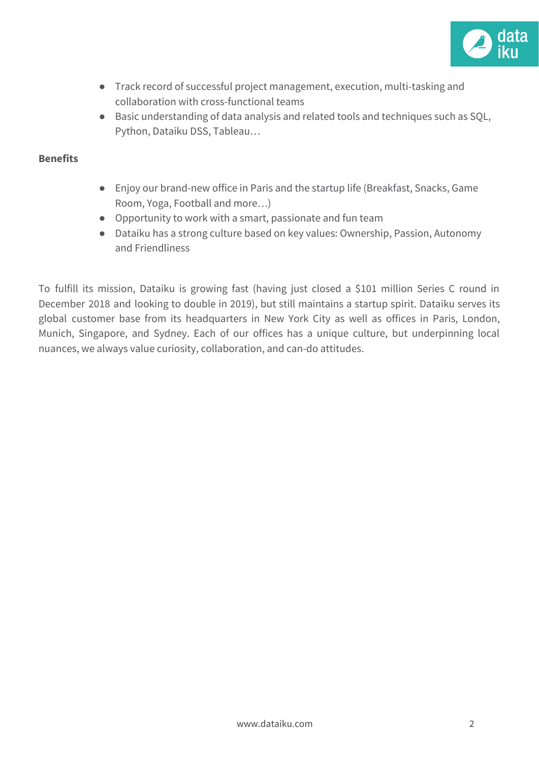- Track record of successful project management, execution, multi-tasking and collaboration with cross-functional teams
- Basic understanding of data analysis and related tools and techniques such as SQL, Python, Dataiku DSS, Tableau…

**Benefits**

- Enjoy our brand-new office in Paris and the startup life (Breakfast, Snacks, Game Room, Yoga, Football and more…)
- Opportunity to work with a smart, passionate and fun team
- Dataiku has a strong culture based on key values: Ownership, Passion, Autonomy and Friendliness

To fulfill its mission, Dataiku is growing fast (having just closed a $101 million Series C round in December 2018 and looking to double in 2019), but still maintains a startup spirit. Dataiku serves its global customer base from its headquarters in New York City as well as offices in Paris, London, Munich, Singapore, and Sydney. Each of our offices has a unique culture, but underpinning local nuances, we always value curiosity, collaboration, and can-do attitudes.